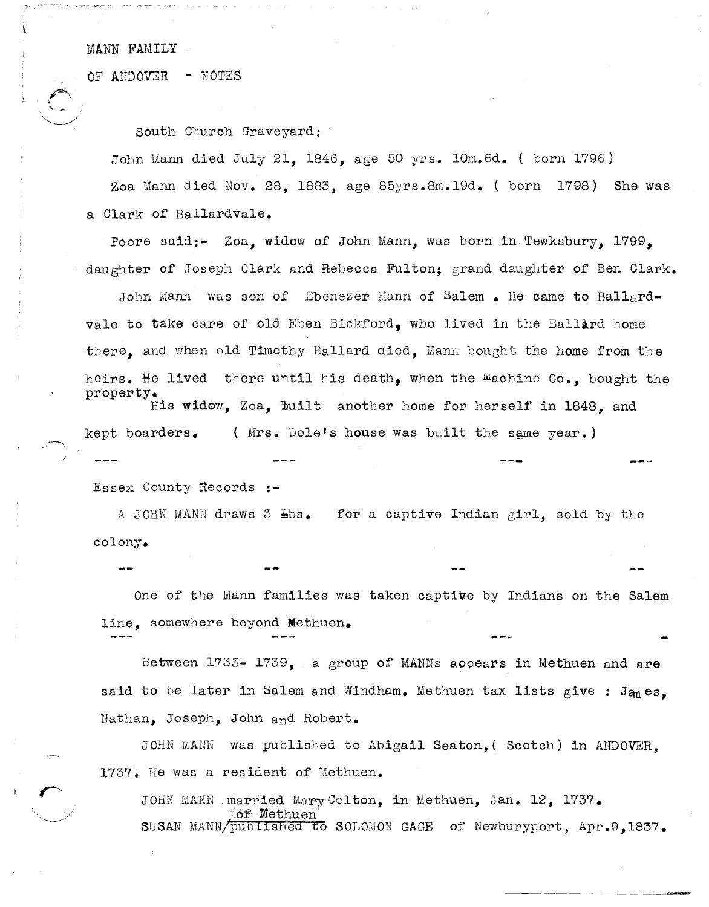MANN FAMILY

OF ANDOVER - NOTES

South Church Graveyard:

John Mann died July 21, 1846, age 50 yrs. 10m.6d. ( born 1796)

Zoa Mann died Nov. 28, 1883, age 85yrs.8m.19d. ( born 1798) She was a Clark of Ballardvale.

Poore said:- Zoa, widow of John Mann, was born in Tewksbury, 1799, daughter of Joseph Clark and Rebecca Fulton; grand daughter of Ben Clark.

John Mann was son of Ebenezer Mann of Salem . He came to Ballardvale to take care of old Eben Bickford, who lived in the Ballard home there, and when old Timothy Ballard died, Mann bought the home from the heirs. He lived there until his death, when the Machine Co., bought the property.

His widow, Zoa, built another home for herself in 1848, and kept boarders. ( Mrs. Dole's house was built the same year.)

--- --- --- ---

Essex County Records :-

A JOHN MANN draws 3 Lbs. for a captive Indian girl, sold by the colony.

-- -- -- --

One of the Mann families was taken captive by Indians on the Salem line, somewhere beyond Methuen.

--- --- --- -

Between 1733- 1739, a group of MANNs appears in Methuen and are said to be later in Salem and Windham. Methuen tax lists give : James, Nathan, Joseph, John and Robert.

JOHN MANN was published to Abigail Seaton,( Scotch) in ANDOVER, 1737. He was a resident of Methuen.

JOHN MANN married Mary Colton, in Methuen, Jan. 12, 1737.

SUSAN MANN ~~published to~~ of Methuen SOLOMON GAGE of Newburyport, Apr.9,1837.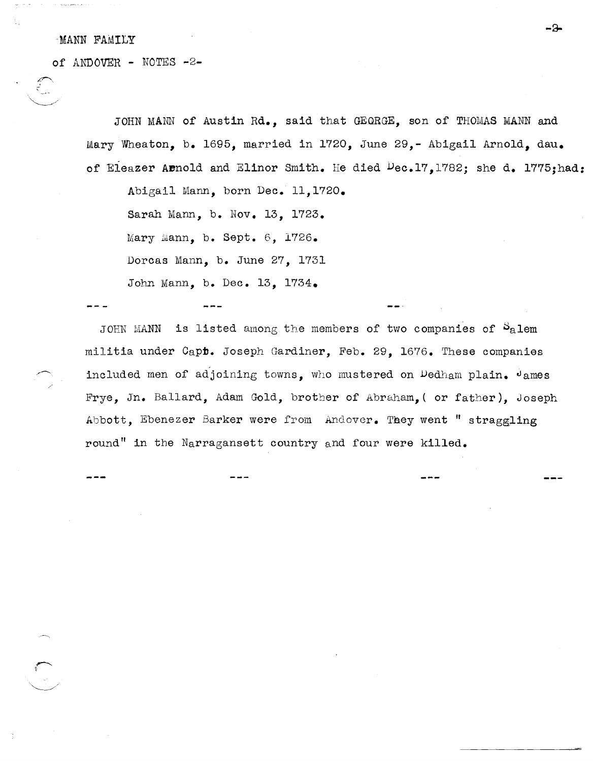MANN FAMILY

of ANDOVER - NOTES -2-

JOHN MANN of Austin Rd., said that GEORGE, son of THOMAS MANN and Mary Wheaton, b. 1695, married in 1720, June 29,- Abigail Arnold, dau. of Eleazer Arnold and Elinor Smith. He died Dec.17,1782; she d. 1775;had:

Abigail Mann, born Dec. 11,1720.

Sarah Mann, b. Nov. 13, 1723.

Mary Mann, b. Sept. 6, 1726.

Dorcas Mann, b. June 27, 1731

John Mann, b. Dec. 13, 1734.

--- --- ---

JOHN MANN is listed among the members of two companies of Salem militia under Capt. Joseph Gardiner, Feb. 29, 1676. These companies included men of adjoining towns, who mustered on Dedham plain. James Frye, Jn. Ballard, Adam Gold, brother of Abraham,( or father), Joseph Abbott, Ebenezer Barker were from Andover. They went " straggling round" in the Narragansett country and four were killed.

--- --- --- ---